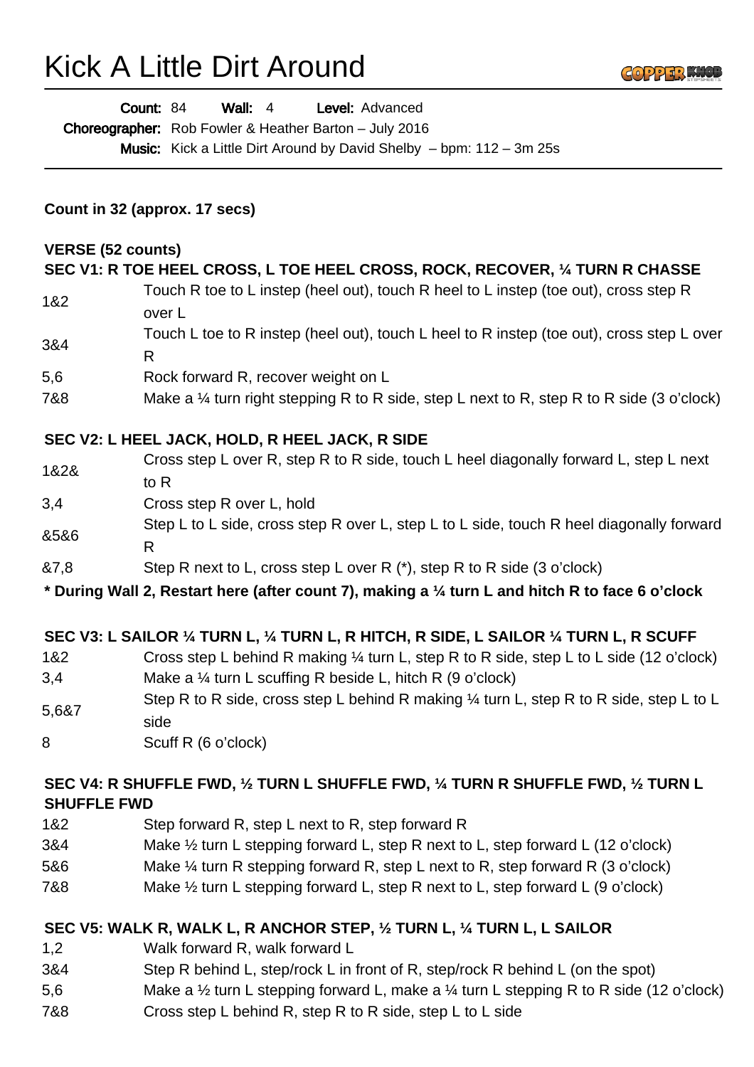# Kick A Little Dirt Around

**Count:** 84 **Wall:** 4 **Level:** Advanced

**Choreographer:** Rob Fowler & Heather Barton – July 2016

**Music:** Kick a Little Dirt Around by David Shelby – bpm: 112 – 3m 25s

**Count in 32 (approx. 17 secs)**

**VERSE (52 counts)**

**SEC V1: R TOE HEEL CROSS, L TOE HEEL CROSS, ROCK, RECOVER, ¼ TURN R CHASSE**

| | |
|---|---|
| 1&2 | Touch R toe to L instep (heel out), touch R heel to L instep (toe out), cross step R over L |
| 3&4 | Touch L toe to R instep (heel out), touch L heel to R instep (toe out), cross step L over R |
| 5,6 | Rock forward R, recover weight on L |
| 7&8 | Make a ¼ turn right stepping R to R side, step L next to R, step R to R side (3 o'clock) |

**SEC V2: L HEEL JACK, HOLD, R HEEL JACK, R SIDE**

| | |
|---|---|
| 1&2& | Cross step L over R, step R to R side, touch L heel diagonally forward L, step L next to R |
| 3,4 | Cross step R over L, hold |
| &5&6 | Step L to L side, cross step R over L, step L to L side, touch R heel diagonally forward R |
| &7,8 | Step R next to L, cross step L over R (*), step R to R side (3 o'clock) |

**\* During Wall 2, Restart here (after count 7), making a ¼ turn L and hitch R to face 6 o'clock**

**SEC V3: L SAILOR ¼ TURN L, ¼ TURN L, R HITCH, R SIDE, L SAILOR ¼ TURN L, R SCUFF**

| | |
|---|---|
| 1&2 | Cross step L behind R making ¼ turn L, step R to R side, step L to L side (12 o'clock) |
| 3,4 | Make a ¼ turn L scuffing R beside L, hitch R (9 o'clock) |
| 5,6&7 | Step R to R side, cross step L behind R making ¼ turn L, step R to R side, step L to L side |
| 8 | Scuff R (6 o'clock) |

**SEC V4: R SHUFFLE FWD, ½ TURN L SHUFFLE FWD, ¼ TURN R SHUFFLE FWD, ½ TURN L SHUFFLE FWD**

| | |
|---|---|
| 1&2 | Step forward R, step L next to R, step forward R |
| 3&4 | Make ½ turn L stepping forward L, step R next to L, step forward L (12 o'clock) |
| 5&6 | Make ¼ turn R stepping forward R, step L next to R, step forward R (3 o'clock) |
| 7&8 | Make ½ turn L stepping forward L, step R next to L, step forward L (9 o'clock) |

**SEC V5: WALK R, WALK L, R ANCHOR STEP, ½ TURN L, ¼ TURN L, L SAILOR**

| | |
|---|---|
| 1,2 | Walk forward R, walk forward L |
| 3&4 | Step R behind L, step/rock L in front of R, step/rock R behind L (on the spot) |
| 5,6 | Make a ½ turn L stepping forward L, make a ¼ turn L stepping R to R side (12 o'clock) |
| 7&8 | Cross step L behind R, step R to R side, step L to L side |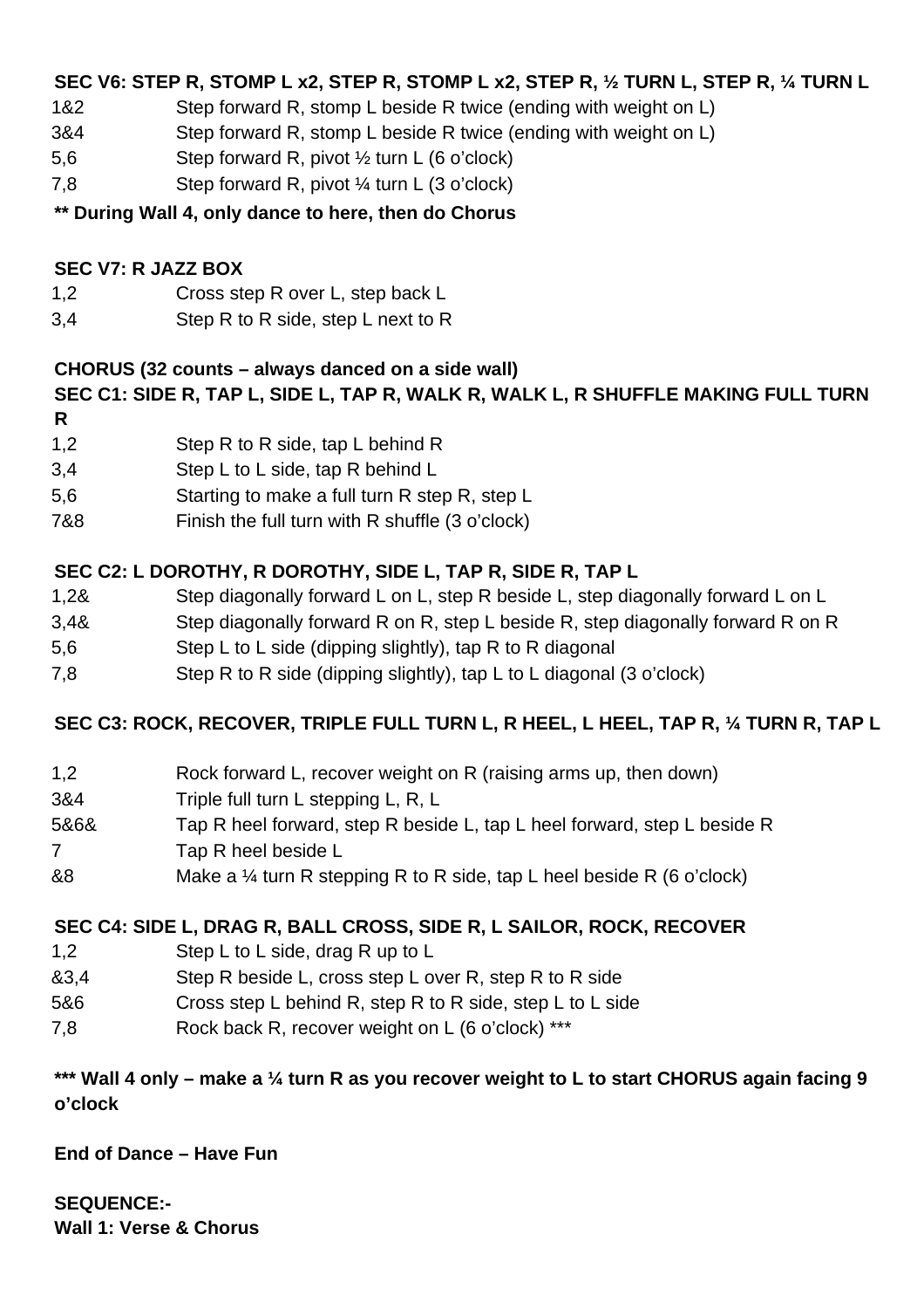**SEC V6: STEP R, STOMP L x2, STEP R, STOMP L x2, STEP R, ½ TURN L, STEP R, ¼ TURN L**

| | |
|---|---|
| 1&2 | Step forward R, stomp L beside R twice (ending with weight on L) |
| 3&4 | Step forward R, stomp L beside R twice (ending with weight on L) |
| 5,6 | Step forward R, pivot ½ turn L (6 o'clock) |
| 7,8 | Step forward R, pivot ¼ turn L (3 o'clock) |

**** During Wall 4, only dance to here, then do Chorus**

**SEC V7: R JAZZ BOX**

| | |
|---|---|
| 1,2 | Cross step R over L, step back L |
| 3,4 | Step R to R side, step L next to R |

**CHORUS (32 counts – always danced on a side wall)**

**SEC C1: SIDE R, TAP L, SIDE L, TAP R, WALK R, WALK L, R SHUFFLE MAKING FULL TURN R**

| | |
|---|---|
| 1,2 | Step R to R side, tap L behind R |
| 3,4 | Step L to L side, tap R behind L |
| 5,6 | Starting to make a full turn R step R, step L |
| 7&8 | Finish the full turn with R shuffle (3 o'clock) |

**SEC C2: L DOROTHY, R DOROTHY, SIDE L, TAP R, SIDE R, TAP L**

| | |
|---|---|
| 1,2& | Step diagonally forward L on L, step R beside L, step diagonally forward L on L |
| 3,4& | Step diagonally forward R on R, step L beside R, step diagonally forward R on R |
| 5,6 | Step L to L side (dipping slightly), tap R to R diagonal |
| 7,8 | Step R to R side (dipping slightly), tap L to L diagonal (3 o'clock) |

**SEC C3: ROCK, RECOVER, TRIPLE FULL TURN L, R HEEL, L HEEL, TAP R, ¼ TURN R, TAP L**

| | |
|---|---|
| 1,2 | Rock forward L, recover weight on R (raising arms up, then down) |
| 3&4 | Triple full turn L stepping L, R, L |
| 5&6& | Tap R heel forward, step R beside L, tap L heel forward, step L beside R |
| 7 | Tap R heel beside L |
| &8 | Make a ¼ turn R stepping R to R side, tap L heel beside R (6 o'clock) |

**SEC C4: SIDE L, DRAG R, BALL CROSS, SIDE R, L SAILOR, ROCK, RECOVER**

| | |
|---|---|
| 1,2 | Step L to L side, drag R up to L |
| &3,4 | Step R beside L, cross step L over R, step R to R side |
| 5&6 | Cross step L behind R, step R to R side, step L to L side |
| 7,8 | Rock back R, recover weight on L (6 o'clock) *** |

***** Wall 4 only – make a ¼ turn R as you recover weight to L to start CHORUS again facing 9 o'clock**

**End of Dance – Have Fun**

**SEQUENCE:-**
**Wall 1: Verse & Chorus**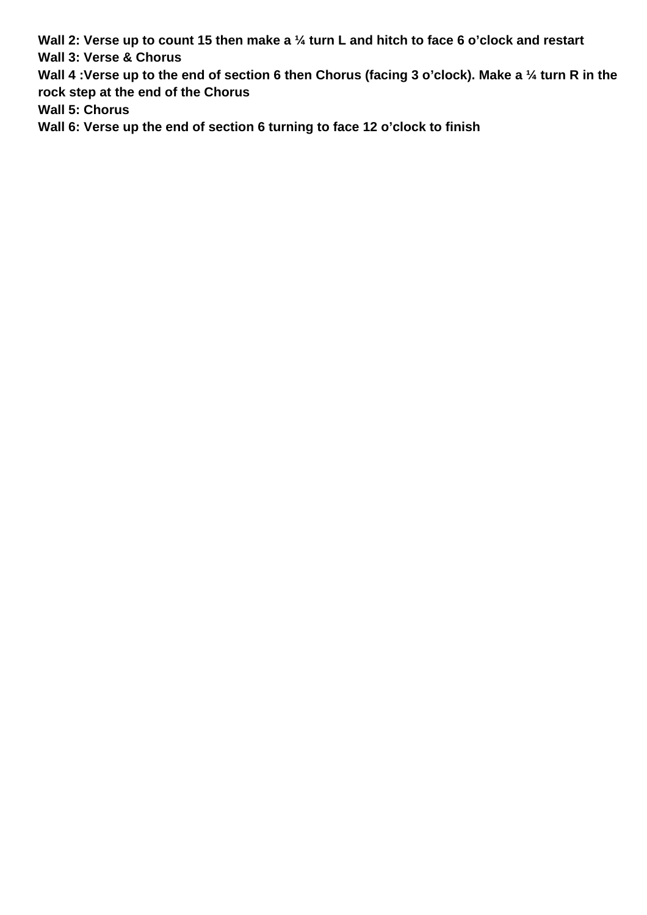**Wall 2: Verse up to count 15 then make a ¼ turn L and hitch to face 6 o'clock and restart**
**Wall 3: Verse & Chorus**
**Wall 4 :Verse up to the end of section 6 then Chorus (facing 3 o'clock). Make a ¼ turn R in the rock step at the end of the Chorus**
**Wall 5: Chorus**
**Wall 6: Verse up the end of section 6 turning to face 12 o'clock to finish**